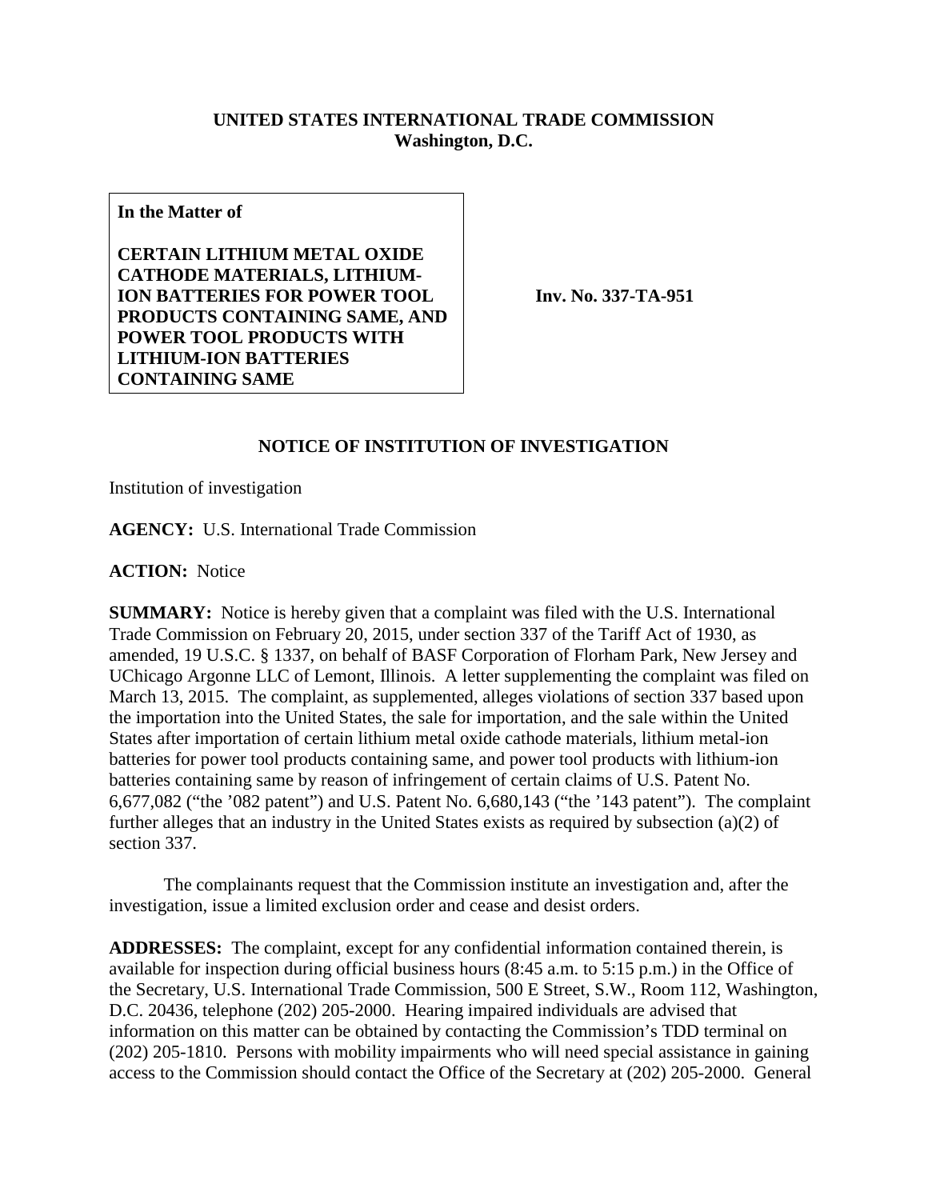**UNITED STATES INTERNATIONAL TRADE COMMISSION**
**Washington, D.C.**

**In the Matter of**

**CERTAIN LITHIUM METAL OXIDE CATHODE MATERIALS, LITHIUM-ION BATTERIES FOR POWER TOOL PRODUCTS CONTAINING SAME, AND POWER TOOL PRODUCTS WITH LITHIUM-ION BATTERIES CONTAINING SAME**

**Inv. No. 337-TA-951**

## NOTICE OF INSTITUTION OF INVESTIGATION

Institution of investigation

**AGENCY:** U.S. International Trade Commission

**ACTION:** Notice

**SUMMARY:** Notice is hereby given that a complaint was filed with the U.S. International Trade Commission on February 20, 2015, under section 337 of the Tariff Act of 1930, as amended, 19 U.S.C. § 1337, on behalf of BASF Corporation of Florham Park, New Jersey and UChicago Argonne LLC of Lemont, Illinois. A letter supplementing the complaint was filed on March 13, 2015. The complaint, as supplemented, alleges violations of section 337 based upon the importation into the United States, the sale for importation, and the sale within the United States after importation of certain lithium metal oxide cathode materials, lithium metal-ion batteries for power tool products containing same, and power tool products with lithium-ion batteries containing same by reason of infringement of certain claims of U.S. Patent No. 6,677,082 ("the '082 patent") and U.S. Patent No. 6,680,143 ("the '143 patent"). The complaint further alleges that an industry in the United States exists as required by subsection (a)(2) of section 337.

The complainants request that the Commission institute an investigation and, after the investigation, issue a limited exclusion order and cease and desist orders.

**ADDRESSES:** The complaint, except for any confidential information contained therein, is available for inspection during official business hours (8:45 a.m. to 5:15 p.m.) in the Office of the Secretary, U.S. International Trade Commission, 500 E Street, S.W., Room 112, Washington, D.C. 20436, telephone (202) 205-2000. Hearing impaired individuals are advised that information on this matter can be obtained by contacting the Commission's TDD terminal on (202) 205-1810. Persons with mobility impairments who will need special assistance in gaining access to the Commission should contact the Office of the Secretary at (202) 205-2000. General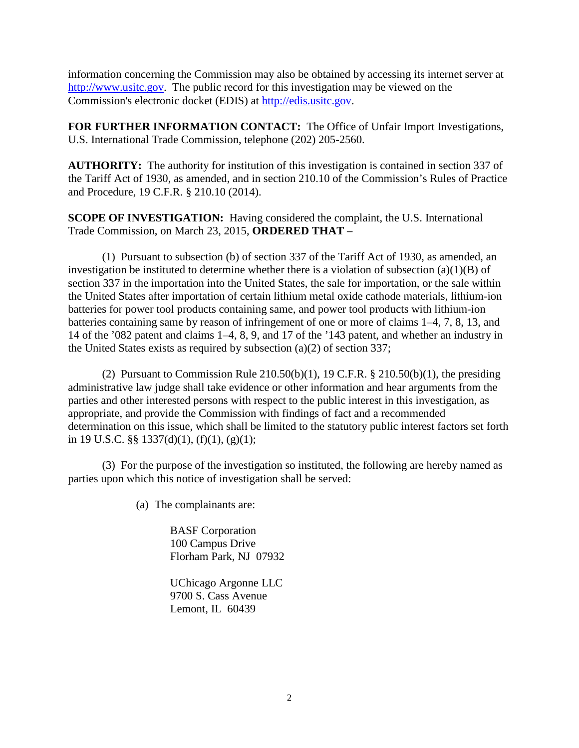information concerning the Commission may also be obtained by accessing its internet server at http://www.usitc.gov. The public record for this investigation may be viewed on the Commission's electronic docket (EDIS) at http://edis.usitc.gov.

**FOR FURTHER INFORMATION CONTACT:** The Office of Unfair Import Investigations, U.S. International Trade Commission, telephone (202) 205-2560.

**AUTHORITY:** The authority for institution of this investigation is contained in section 337 of the Tariff Act of 1930, as amended, and in section 210.10 of the Commission's Rules of Practice and Procedure, 19 C.F.R. § 210.10 (2014).

**SCOPE OF INVESTIGATION:** Having considered the complaint, the U.S. International Trade Commission, on March 23, 2015, **ORDERED THAT** –

(1) Pursuant to subsection (b) of section 337 of the Tariff Act of 1930, as amended, an investigation be instituted to determine whether there is a violation of subsection (a)(1)(B) of section 337 in the importation into the United States, the sale for importation, or the sale within the United States after importation of certain lithium metal oxide cathode materials, lithium-ion batteries for power tool products containing same, and power tool products with lithium-ion batteries containing same by reason of infringement of one or more of claims 1–4, 7, 8, 13, and 14 of the '082 patent and claims 1–4, 8, 9, and 17 of the '143 patent, and whether an industry in the United States exists as required by subsection (a)(2) of section 337;

(2) Pursuant to Commission Rule 210.50(b)(1), 19 C.F.R. § 210.50(b)(1), the presiding administrative law judge shall take evidence or other information and hear arguments from the parties and other interested persons with respect to the public interest in this investigation, as appropriate, and provide the Commission with findings of fact and a recommended determination on this issue, which shall be limited to the statutory public interest factors set forth in 19 U.S.C. §§ 1337(d)(1), (f)(1), (g)(1);

(3) For the purpose of the investigation so instituted, the following are hereby named as parties upon which this notice of investigation shall be served:

(a) The complainants are:

BASF Corporation
100 Campus Drive
Florham Park, NJ 07932

UChicago Argonne LLC
9700 S. Cass Avenue
Lemont, IL 60439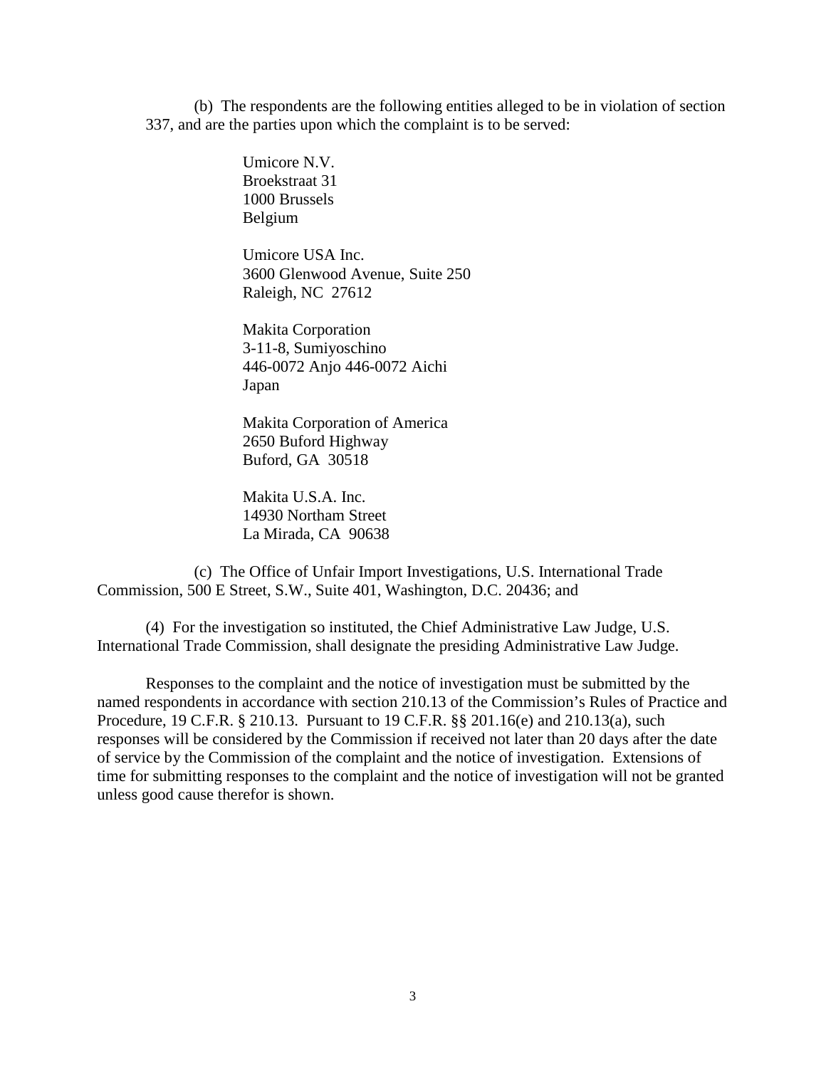(b) The respondents are the following entities alleged to be in violation of section 337, and are the parties upon which the complaint is to be served:

Umicore N.V.
Broekstraat 31
1000 Brussels
Belgium

Umicore USA Inc.
3600 Glenwood Avenue, Suite 250
Raleigh, NC 27612

Makita Corporation
3-11-8, Sumiyoschino
446-0072 Anjo 446-0072 Aichi
Japan

Makita Corporation of America
2650 Buford Highway
Buford, GA 30518

Makita U.S.A. Inc.
14930 Northam Street
La Mirada, CA 90638

(c) The Office of Unfair Import Investigations, U.S. International Trade Commission, 500 E Street, S.W., Suite 401, Washington, D.C. 20436; and

(4) For the investigation so instituted, the Chief Administrative Law Judge, U.S. International Trade Commission, shall designate the presiding Administrative Law Judge.

Responses to the complaint and the notice of investigation must be submitted by the named respondents in accordance with section 210.13 of the Commission's Rules of Practice and Procedure, 19 C.F.R. § 210.13. Pursuant to 19 C.F.R. §§ 201.16(e) and 210.13(a), such responses will be considered by the Commission if received not later than 20 days after the date of service by the Commission of the complaint and the notice of investigation. Extensions of time for submitting responses to the complaint and the notice of investigation will not be granted unless good cause therefor is shown.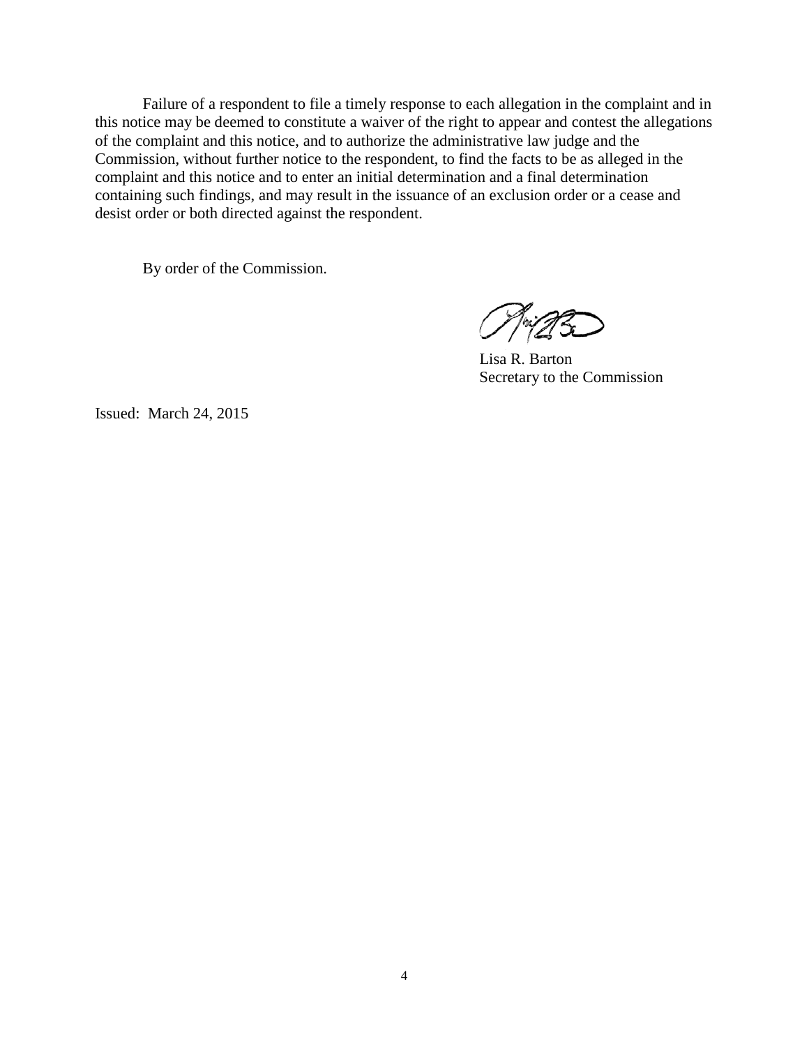Failure of a respondent to file a timely response to each allegation in the complaint and in this notice may be deemed to constitute a waiver of the right to appear and contest the allegations of the complaint and this notice, and to authorize the administrative law judge and the Commission, without further notice to the respondent, to find the facts to be as alleged in the complaint and this notice and to enter an initial determination and a final determination containing such findings, and may result in the issuance of an exclusion order or a cease and desist order or both directed against the respondent.

By order of the Commission.

Lisa R. Barton
Secretary to the Commission

Issued: March 24, 2015